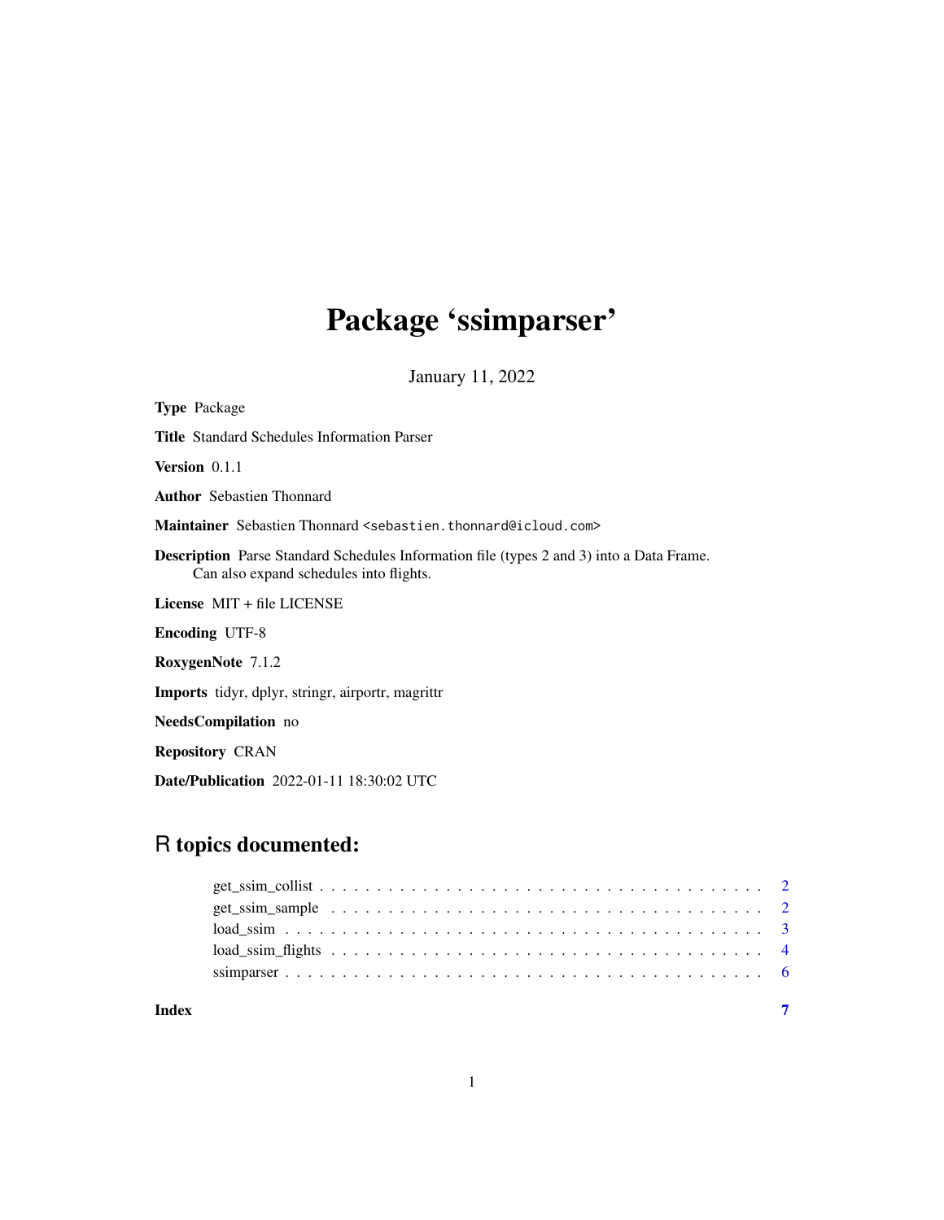# Package 'ssimparser'

January 11, 2022

**Type** Package

**Title** Standard Schedules Information Parser

**Version** 0.1.1

**Author** Sebastien Thonnard

**Maintainer** Sebastien Thonnard <sebastien.thonnard@icloud.com>

**Description** Parse Standard Schedules Information file (types 2 and 3) into a Data Frame. Can also expand schedules into flights.

**License** MIT + file LICENSE

**Encoding** UTF-8

**RoxygenNote** 7.1.2

**Imports** tidyr, dplyr, stringr, airportr, magrittr

**NeedsCompilation** no

**Repository** CRAN

**Date/Publication** 2022-01-11 18:30:02 UTC

## R topics documented:

- get_ssim_collist . . . . . . . . . . . . . . . . . . . . . . . . . . . . . . . . . . . . . . 2
- get_ssim_sample . . . . . . . . . . . . . . . . . . . . . . . . . . . . . . . . . . . . . . 2
- load_ssim . . . . . . . . . . . . . . . . . . . . . . . . . . . . . . . . . . . . . . . . . . 3
- load_ssim_flights . . . . . . . . . . . . . . . . . . . . . . . . . . . . . . . . . . . . . . 4
- ssimparser . . . . . . . . . . . . . . . . . . . . . . . . . . . . . . . . . . . . . . . . . 6

**Index** 7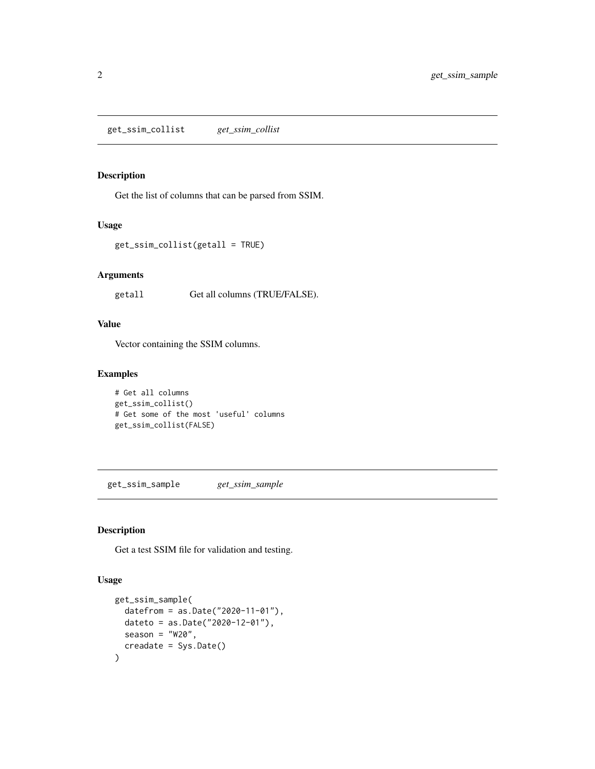## get_ssim_collist    *get_ssim_collist*

### Description

Get the list of columns that can be parsed from SSIM.

### Usage

```
get_ssim_collist(getall = TRUE)
```

### Arguments

| | |
|---|---|
| getall | Get all columns (TRUE/FALSE). |

### Value

Vector containing the SSIM columns.

### Examples

```
# Get all columns
get_ssim_collist()
# Get some of the most 'useful' columns
get_ssim_collist(FALSE)
```

## get_ssim_sample    *get_ssim_sample*

### Description

Get a test SSIM file for validation and testing.

### Usage

```
get_ssim_sample(
  datefrom = as.Date("2020-11-01"),
  dateto = as.Date("2020-12-01"),
  season = "W20",
  creadate = Sys.Date()
)
```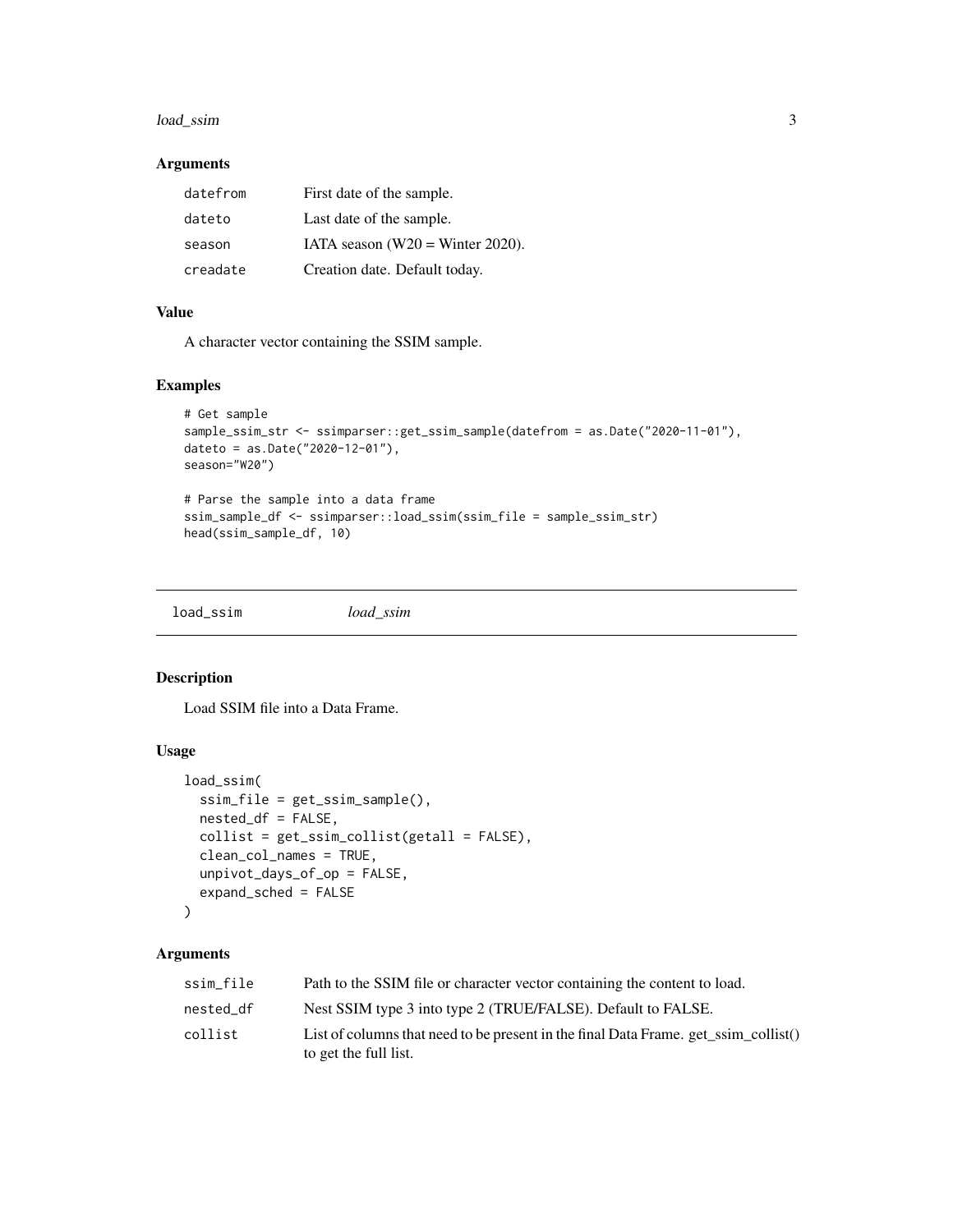### Arguments

| | |
|---|---|
| datefrom | First date of the sample. |
| dateto | Last date of the sample. |
| season | IATA season (W20 = Winter 2020). |
| creadate | Creation date. Default today. |

### Value

A character vector containing the SSIM sample.

### Examples

```
# Get sample
sample_ssim_str <- ssimparser::get_ssim_sample(datefrom = as.Date("2020-11-01"),
dateto = as.Date("2020-12-01"),
season="W20")

# Parse the sample into a data frame
ssim_sample_df <- ssimparser::load_ssim(ssim_file = sample_ssim_str)
head(ssim_sample_df, 10)
```

## load_ssim *load_ssim*

### Description

Load SSIM file into a Data Frame.

### Usage

```
load_ssim(
  ssim_file = get_ssim_sample(),
  nested_df = FALSE,
  collist = get_ssim_collist(getall = FALSE),
  clean_col_names = TRUE,
  unpivot_days_of_op = FALSE,
  expand_sched = FALSE
)
```

### Arguments

| | |
|---|---|
| ssim_file | Path to the SSIM file or character vector containing the content to load. |
| nested_df | Nest SSIM type 3 into type 2 (TRUE/FALSE). Default to FALSE. |
| collist | List of columns that need to be present in the final Data Frame. get_ssim_collist() to get the full list. |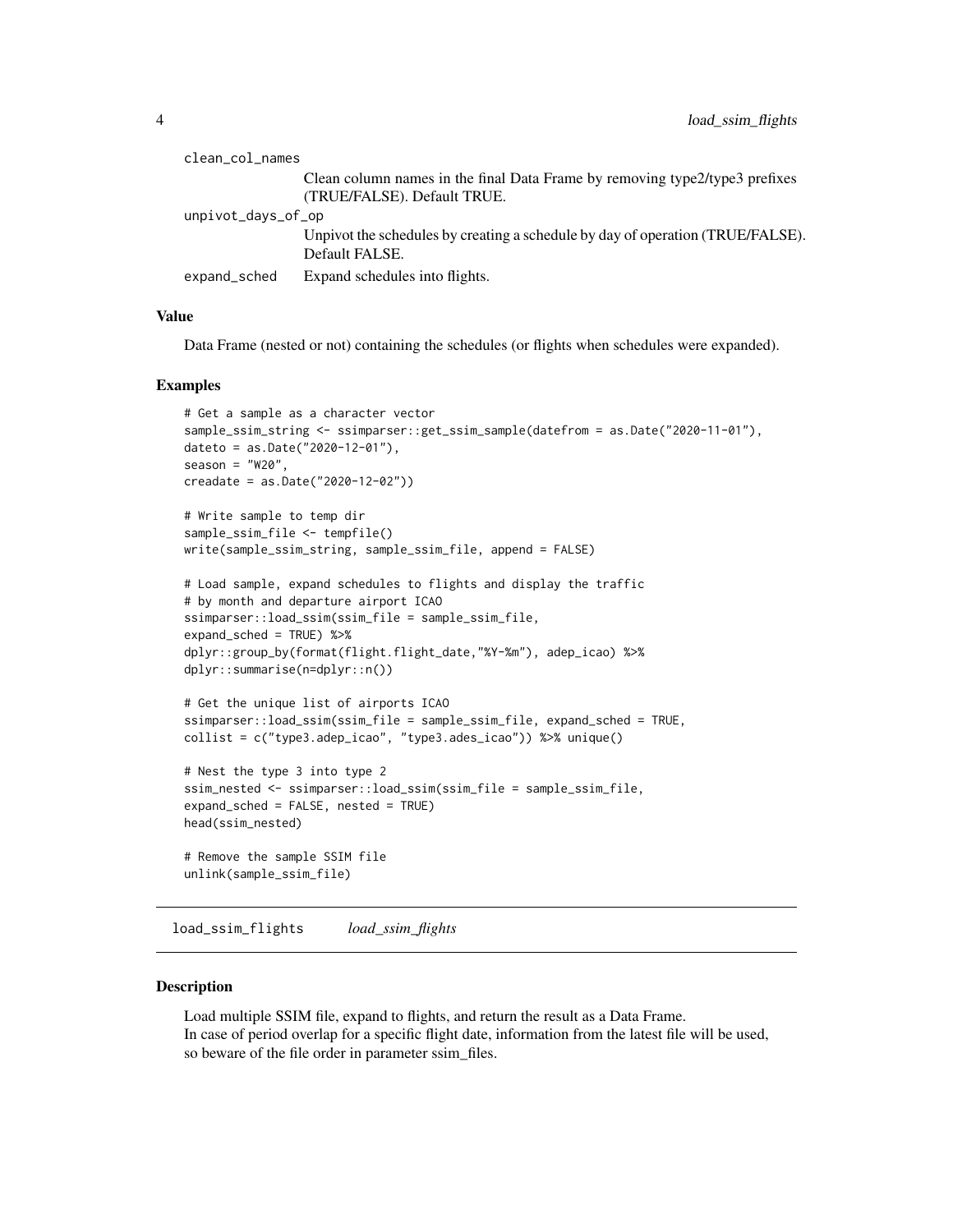clean_col_names
: Clean column names in the final Data Frame by removing type2/type3 prefixes (TRUE/FALSE). Default TRUE.

unpivot_days_of_op
: Unpivot the schedules by creating a schedule by day of operation (TRUE/FALSE). Default FALSE.

expand_sched
: Expand schedules into flights.

### Value

Data Frame (nested or not) containing the schedules (or flights when schedules were expanded).

### Examples

```
# Get a sample as a character vector
sample_ssim_string <- ssimparser::get_ssim_sample(datefrom = as.Date("2020-11-01"),
dateto = as.Date("2020-12-01"),
season = "W20",
creadate = as.Date("2020-12-02"))

# Write sample to temp dir
sample_ssim_file <- tempfile()
write(sample_ssim_string, sample_ssim_file, append = FALSE)

# Load sample, expand schedules to flights and display the traffic
# by month and departure airport ICAO
ssimparser::load_ssim(ssim_file = sample_ssim_file,
expand_sched = TRUE) %>%
dplyr::group_by(format(flight.flight_date,"%Y-%m"), adep_icao) %>%
dplyr::summarise(n=dplyr::n())

# Get the unique list of airports ICAO
ssimparser::load_ssim(ssim_file = sample_ssim_file, expand_sched = TRUE,
collist = c("type3.adep_icao", "type3.ades_icao")) %>% unique()

# Nest the type 3 into type 2
ssim_nested <- ssimparser::load_ssim(ssim_file = sample_ssim_file,
expand_sched = FALSE, nested = TRUE)
head(ssim_nested)

# Remove the sample SSIM file
unlink(sample_ssim_file)
```

## load_ssim_flights    *load_ssim_flights*

### Description

Load multiple SSIM file, expand to flights, and return the result as a Data Frame.
In case of period overlap for a specific flight date, information from the latest file will be used, so beware of the file order in parameter ssim_files.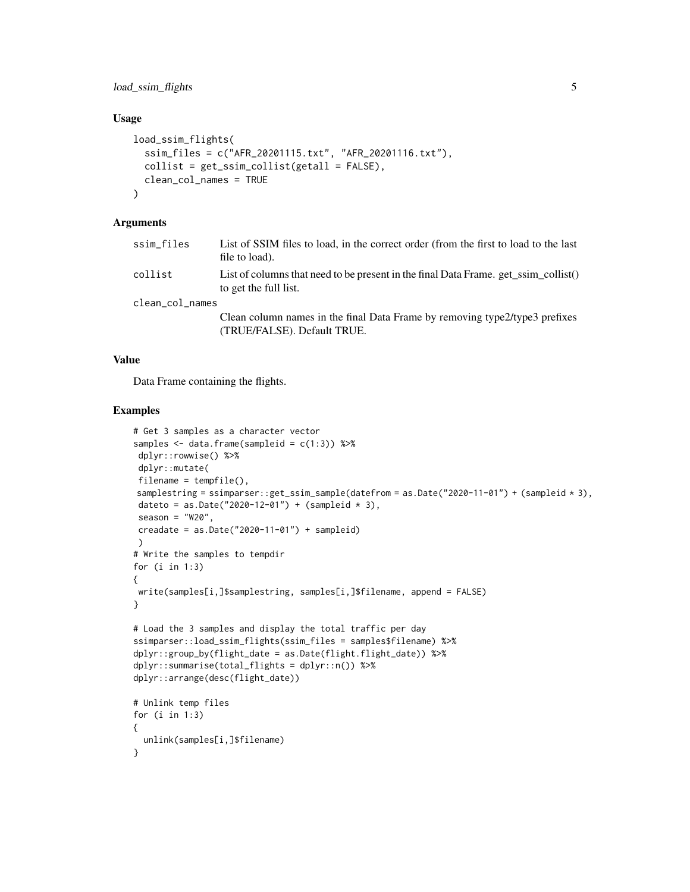### Usage

```
load_ssim_flights(
  ssim_files = c("AFR_20201115.txt", "AFR_20201116.txt"),
  collist = get_ssim_collist(getall = FALSE),
  clean_col_names = TRUE
)
```

### Arguments

| | |
|---|---|
| ssim_files | List of SSIM files to load, in the correct order (from the first to load to the last file to load). |
| collist | List of columns that need to be present in the final Data Frame. get_ssim_collist() to get the full list. |
| clean_col_names | Clean column names in the final Data Frame by removing type2/type3 prefixes (TRUE/FALSE). Default TRUE. |

### Value

Data Frame containing the flights.

### Examples

```
# Get 3 samples as a character vector
samples <- data.frame(sampleid = c(1:3)) %>%
 dplyr::rowwise() %>%
 dplyr::mutate(
 filename = tempfile(),
 samplestring = ssimparser::get_ssim_sample(datefrom = as.Date("2020-11-01") + (sampleid * 3),
 dateto = as.Date("2020-12-01") + (sampleid * 3),
 season = "W20",
 creadate = as.Date("2020-11-01") + sampleid)
 )
# Write the samples to tempdir
for (i in 1:3)
{
 write(samples[i,]$samplestring, samples[i,]$filename, append = FALSE)
}

# Load the 3 samples and display the total traffic per day
ssimparser::load_ssim_flights(ssim_files = samples$filename) %>%
dplyr::group_by(flight_date = as.Date(flight.flight_date)) %>%
dplyr::summarise(total_flights = dplyr::n()) %>%
dplyr::arrange(desc(flight_date))

# Unlink temp files
for (i in 1:3)
{
  unlink(samples[i,]$filename)
}
```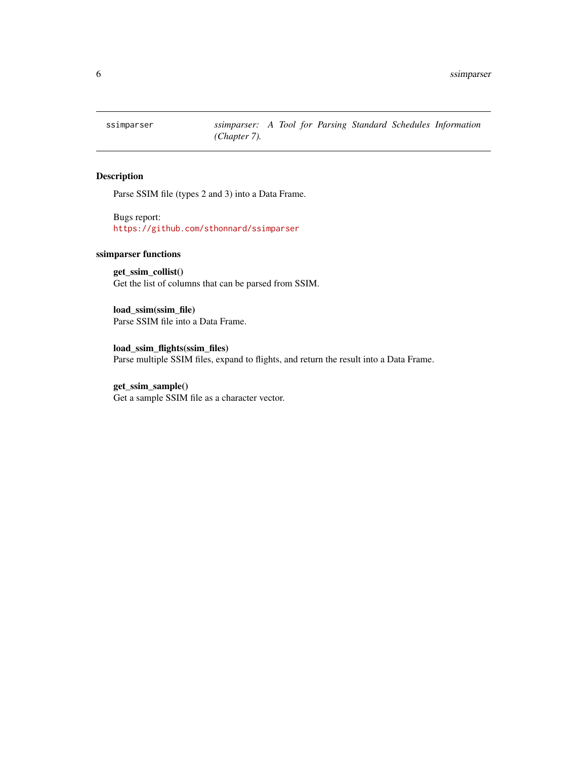ssimparser — *ssimparser: A Tool for Parsing Standard Schedules Information (Chapter 7).*

## Description

Parse SSIM file (types 2 and 3) into a Data Frame.

Bugs report:
https://github.com/sthonnard/ssimparser

## ssimparser functions

**get_ssim_collist()**
Get the list of columns that can be parsed from SSIM.

**load_ssim(ssim_file)**
Parse SSIM file into a Data Frame.

**load_ssim_flights(ssim_files)**
Parse multiple SSIM files, expand to flights, and return the result into a Data Frame.

**get_ssim_sample()**
Get a sample SSIM file as a character vector.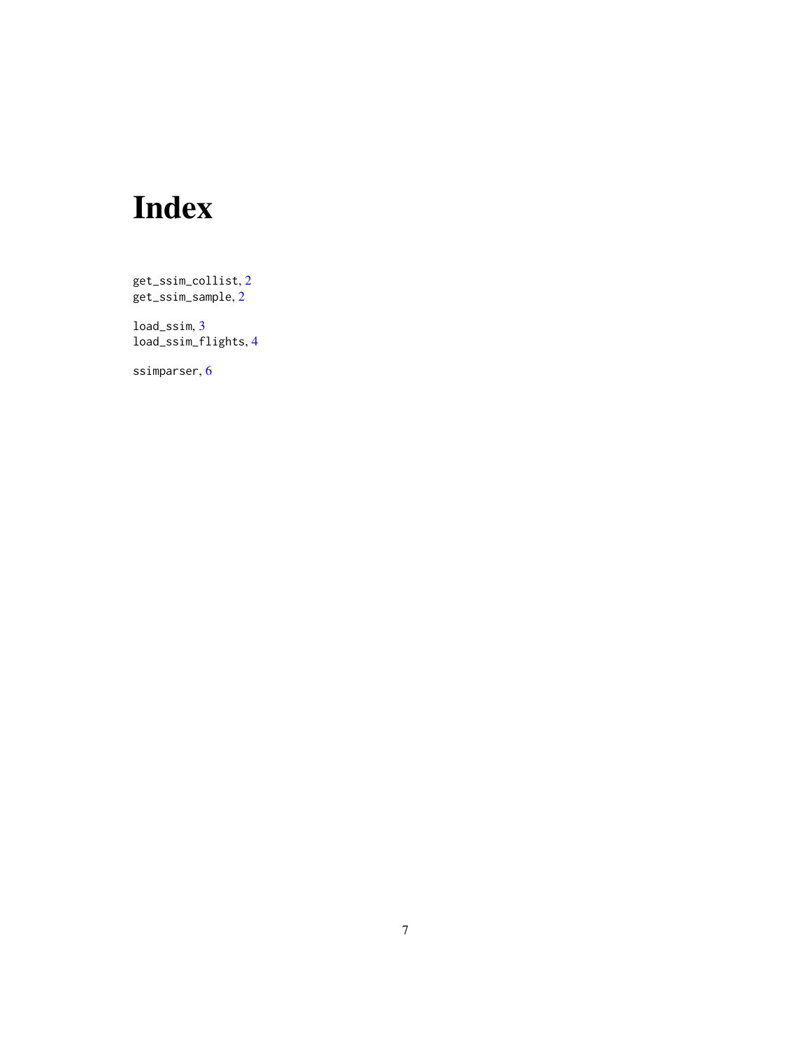# Index

get_ssim_collist, 2
get_ssim_sample, 2

load_ssim, 3
load_ssim_flights, 4

ssimparser, 6